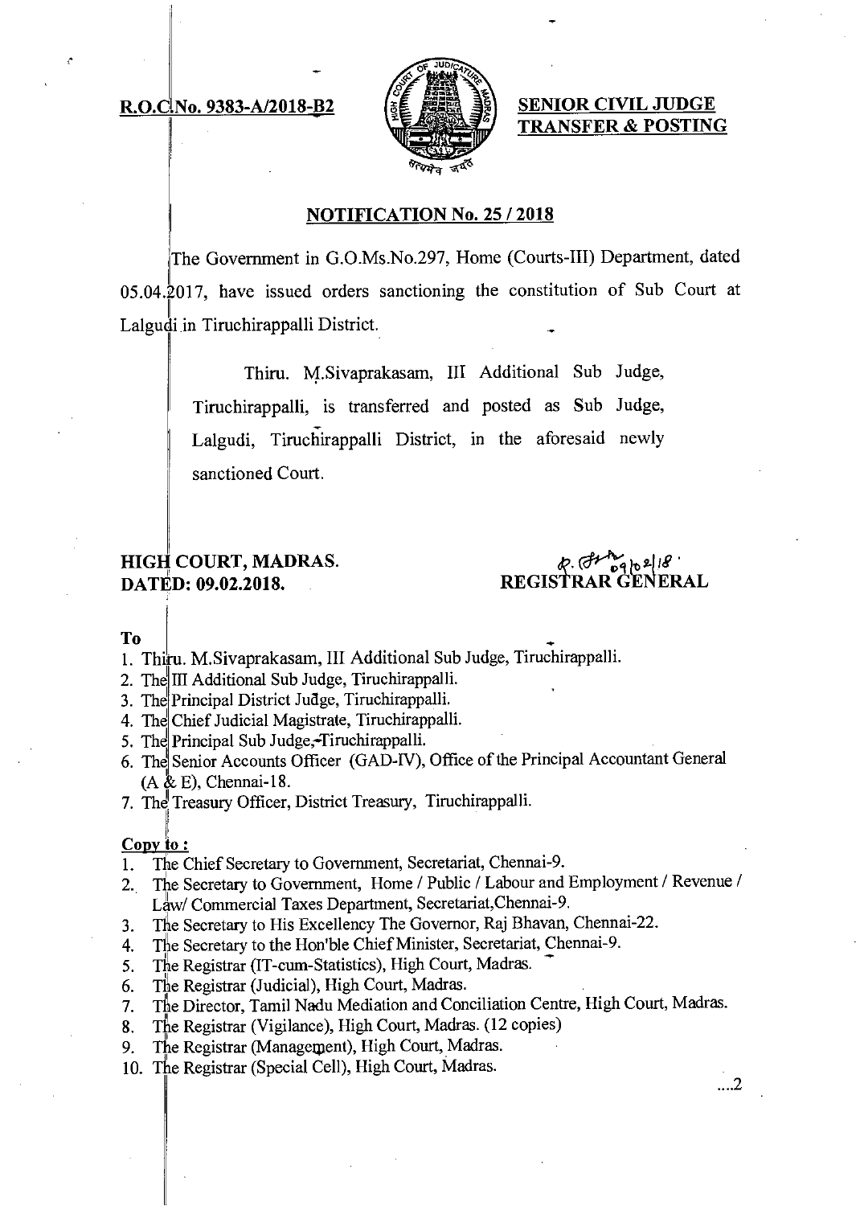**R.O.C.No. 9383-A/2018-B2**

**SENIOR CIVIL JUDGE TRANSFER & POSTING**

## NOTIFICATION No. 25 / 2018

The Government in G.O.Ms.No.297, Home (Courts-III) Department, dated 05.04.2017, have issued orders sanctioning the constitution of Sub Court at Lalgudi in Tiruchirappalli District.

Thiru. M.Sivaprakasam, III Additional Sub Judge, Tiruchirappalli, is transferred and posted as Sub Judge, Lalgudi, Tiruchirappalli District, in the aforesaid newly sanctioned Court.

**HIGH COURT, MADRAS.**
**DATED: 09.02.2018.**

**REGISTRAR GENERAL**

**To**

1. Thiru. M.Sivaprakasam, III Additional Sub Judge, Tiruchirappalli.
2. The III Additional Sub Judge, Tiruchirappalli.
3. The Principal District Judge, Tiruchirappalli.
4. The Chief Judicial Magistrate, Tiruchirappalli.
5. The Principal Sub Judge, Tiruchirappalli.
6. The Senior Accounts Officer (GAD-IV), Office of the Principal Accountant General (A & E), Chennai-18.
7. The Treasury Officer, District Treasury, Tiruchirappalli.

**Copy to :**

1. The Chief Secretary to Government, Secretariat, Chennai-9.
2. The Secretary to Government, Home / Public / Labour and Employment / Revenue / Law/ Commercial Taxes Department, Secretariat,Chennai-9.
3. The Secretary to His Excellency The Governor, Raj Bhavan, Chennai-22.
4. The Secretary to the Hon'ble Chief Minister, Secretariat, Chennai-9.
5. The Registrar (IT-cum-Statistics), High Court, Madras.
6. The Registrar (Judicial), High Court, Madras.
7. The Director, Tamil Nadu Mediation and Conciliation Centre, High Court, Madras.
8. The Registrar (Vigilance), High Court, Madras. (12 copies)
9. The Registrar (Management), High Court, Madras.
10. The Registrar (Special Cell), High Court, Madras.

....2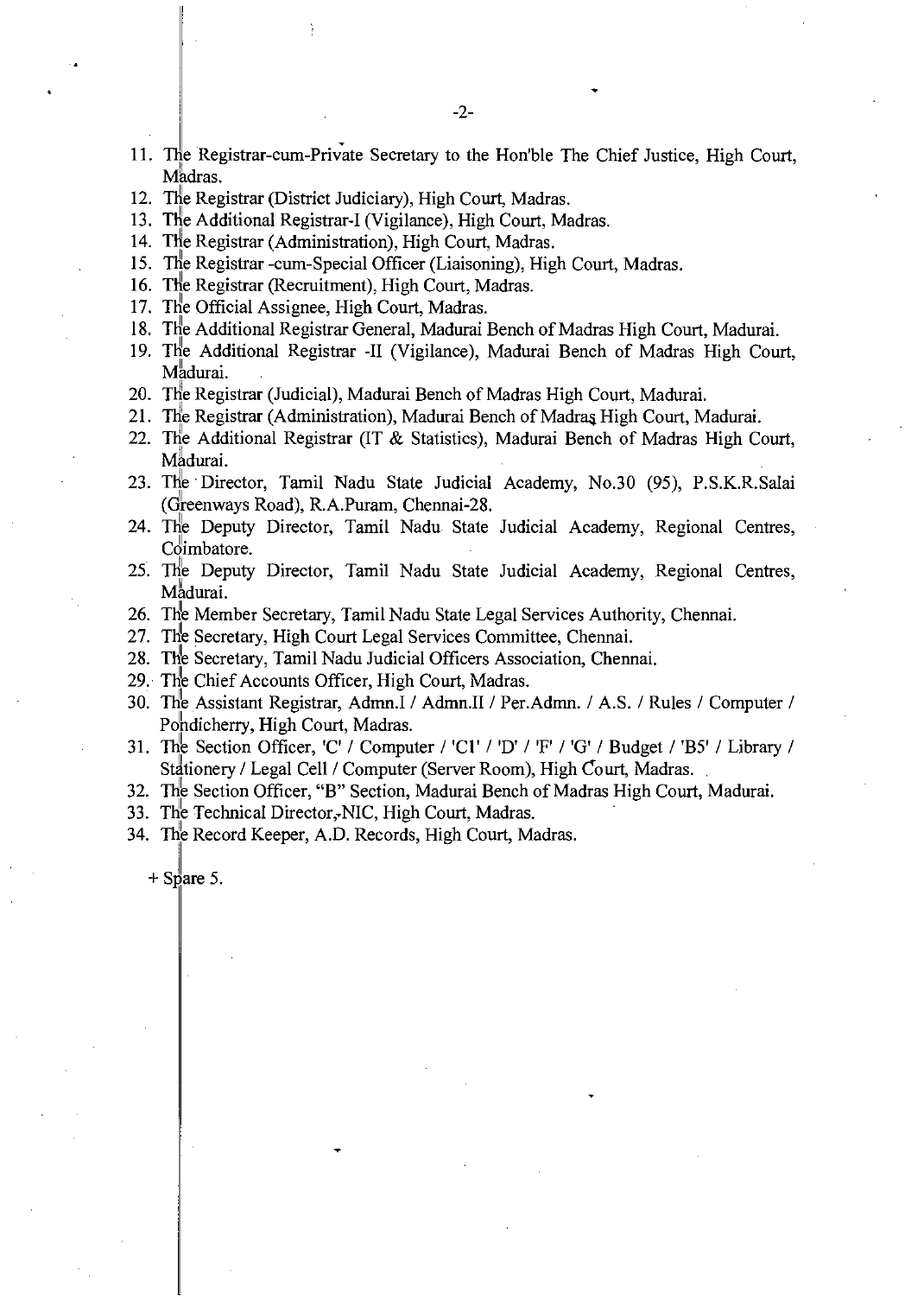11. The Registrar-cum-Private Secretary to the Hon'ble The Chief Justice, High Court, Madras.
12. The Registrar (District Judiciary), High Court, Madras.
13. The Additional Registrar-I (Vigilance), High Court, Madras.
14. The Registrar (Administration), High Court, Madras.
15. The Registrar -cum-Special Officer (Liaisoning), High Court, Madras.
16. The Registrar (Recruitment), High Court, Madras.
17. The Official Assignee, High Court, Madras.
18. The Additional Registrar General, Madurai Bench of Madras High Court, Madurai.
19. The Additional Registrar -II (Vigilance), Madurai Bench of Madras High Court, Madurai.
20. The Registrar (Judicial), Madurai Bench of Madras High Court, Madurai.
21. The Registrar (Administration), Madurai Bench of Madras High Court, Madurai.
22. The Additional Registrar (IT & Statistics), Madurai Bench of Madras High Court, Madurai.
23. The Director, Tamil Nadu State Judicial Academy, No.30 (95), P.S.K.R.Salai (Greenways Road), R.A.Puram, Chennai-28.
24. The Deputy Director, Tamil Nadu State Judicial Academy, Regional Centres, Coimbatore.
25. The Deputy Director, Tamil Nadu State Judicial Academy, Regional Centres, Madurai.
26. The Member Secretary, Tamil Nadu State Legal Services Authority, Chennai.
27. The Secretary, High Court Legal Services Committee, Chennai.
28. The Secretary, Tamil Nadu Judicial Officers Association, Chennai.
29. The Chief Accounts Officer, High Court, Madras.
30. The Assistant Registrar, Admn.I / Admn.II / Per.Admn. / A.S. / Rules / Computer / Pondicherry, High Court, Madras.
31. The Section Officer, 'C' / Computer / 'C1' / 'D' / 'F' / 'G' / Budget / 'B5' / Library / Stationery / Legal Cell / Computer (Server Room), High Court, Madras.
32. The Section Officer, "B" Section, Madurai Bench of Madras High Court, Madurai.
33. The Technical Director, NIC, High Court, Madras.
34. The Record Keeper, A.D. Records, High Court, Madras.

+ Spare 5.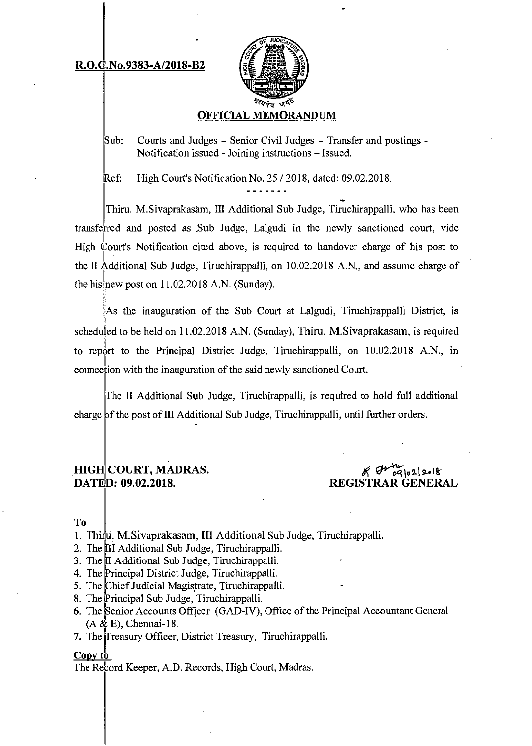**R.O.C.No.9383-A/2018-B2**

## OFFICIAL MEMORANDUM

Sub: Courts and Judges – Senior Civil Judges – Transfer and postings - Notification issued - Joining instructions – Issued.

Ref: High Court's Notification No. 25 / 2018, dated: 09.02.2018.

-------

Thiru. M.Sivaprakasam, III Additional Sub Judge, Tiruchirappalli, who has been transferred and posted as Sub Judge, Lalgudi in the newly sanctioned court, vide High Court's Notification cited above, is required to handover charge of his post to the II Additional Sub Judge, Tiruchirappalli, on 10.02.2018 A.N., and assume charge of the his new post on 11.02.2018 A.N. (Sunday).

As the inauguration of the Sub Court at Lalgudi, Tiruchirappalli District, is scheduled to be held on 11.02.2018 A.N. (Sunday), Thiru. M.Sivaprakasam, is required to report to the Principal District Judge, Tiruchirappalli, on 10.02.2018 A.N., in connection with the inauguration of the said newly sanctioned Court.

The II Additional Sub Judge, Tiruchirappalli, is required to hold full additional charge of the post of III Additional Sub Judge, Tiruchirappalli, until further orders.

**HIGH COURT, MADRAS.**
**DATED: 09.02.2018.**

09/02/2018
**REGISTRAR GENERAL**

**To**

1. Thiru. M.Sivaprakasam, III Additional Sub Judge, Tiruchirappalli.
2. The III Additional Sub Judge, Tiruchirappalli.
3. The II Additional Sub Judge, Tiruchirappalli.
4. The Principal District Judge, Tiruchirappalli.
5. The Chief Judicial Magistrate, Tiruchirappalli.
8. The Principal Sub Judge, Tiruchirappalli.
6. The Senior Accounts Officer (GAD-IV), Office of the Principal Accountant General (A & E), Chennai-18.
7. The Treasury Officer, District Treasury, Tiruchirappalli.

**Copy to**

The Record Keeper, A.D. Records, High Court, Madras.